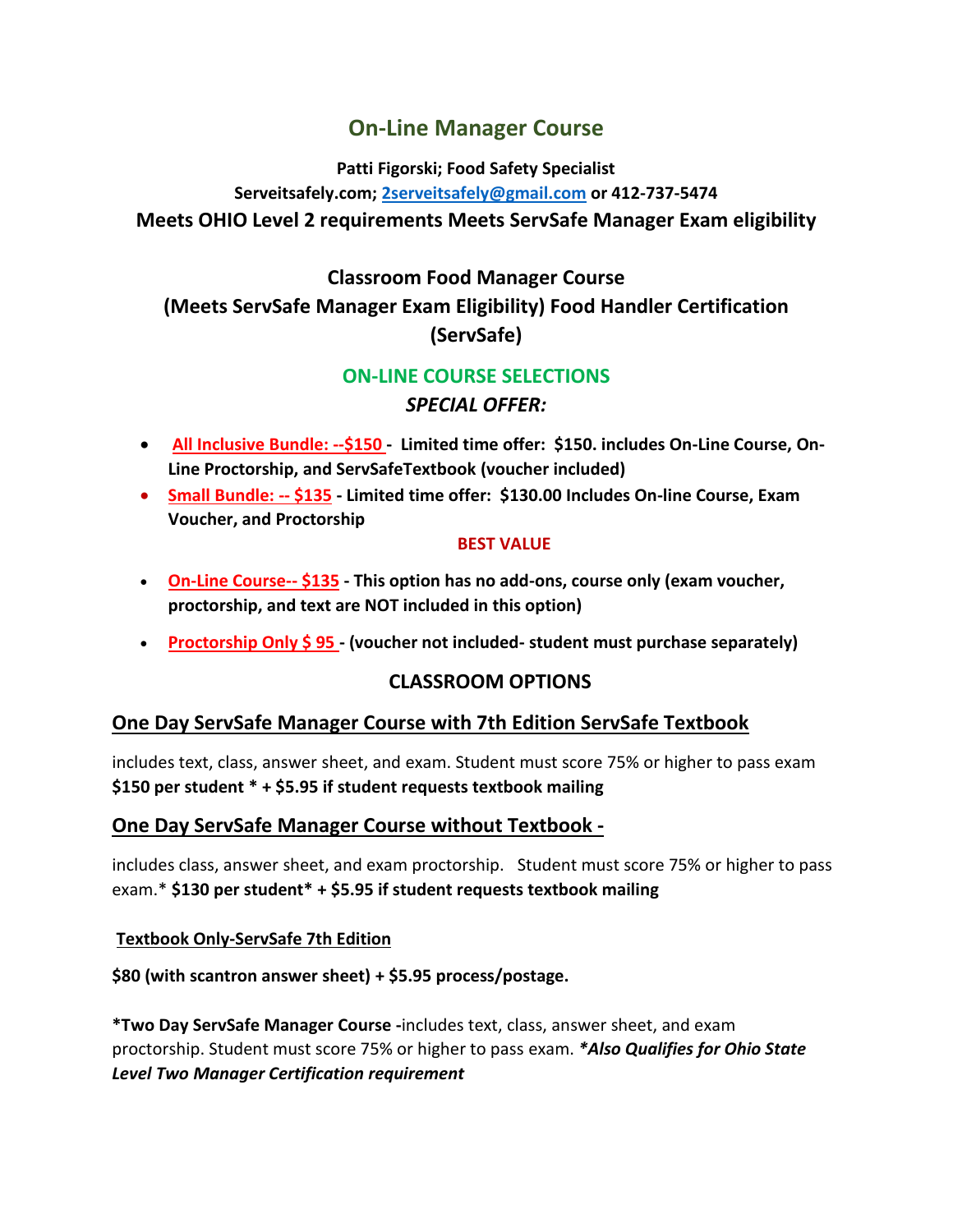# On-Line Manager Course

**Patti Figorski; Food Safety Specialist**

**Serveitsafely.com; 2serveitsafely@gmail.com or 412-737-5474**

**Meets OHIO Level 2 requirements Meets ServSafe Manager Exam eligibility**

## Classroom Food Manager Course (Meets ServSafe Manager Exam Eligibility) Food Handler Certification (ServSafe)

## ON-LINE COURSE SELECTIONS

***SPECIAL OFFER:***

- **All Inclusive Bundle: --$150 - Limited time offer: $150. includes On-Line Course, On-Line Proctorship, and ServSafeTextbook (voucher included)**
- **Small Bundle: -- $135 - Limited time offer: $130.00 Includes On-line Course, Exam Voucher, and Proctorship**

**BEST VALUE**

- **On-Line Course-- $135 - This option has no add-ons, course only (exam voucher, proctorship, and text are NOT included in this option)**
- **Proctorship Only $ 95 - (voucher not included- student must purchase separately)**

## CLASSROOM OPTIONS

### One Day ServSafe Manager Course with 7th Edition ServSafe Textbook

includes text, class, answer sheet, and exam. Student must score 75% or higher to pass exam **$150 per student * + $5.95 if student requests textbook mailing**

### One Day ServSafe Manager Course without Textbook -

includes class, answer sheet, and exam proctorship. Student must score 75% or higher to pass exam.* **$130 per student* + $5.95 if student requests textbook mailing**

#### Textbook Only-ServSafe 7th Edition

**$80 (with scantron answer sheet) + $5.95 process/postage.**

**\*Two Day ServSafe Manager Course -**includes text, class, answer sheet, and exam proctorship. Student must score 75% or higher to pass exam. ***\*Also Qualifies for Ohio State Level Two Manager Certification requirement***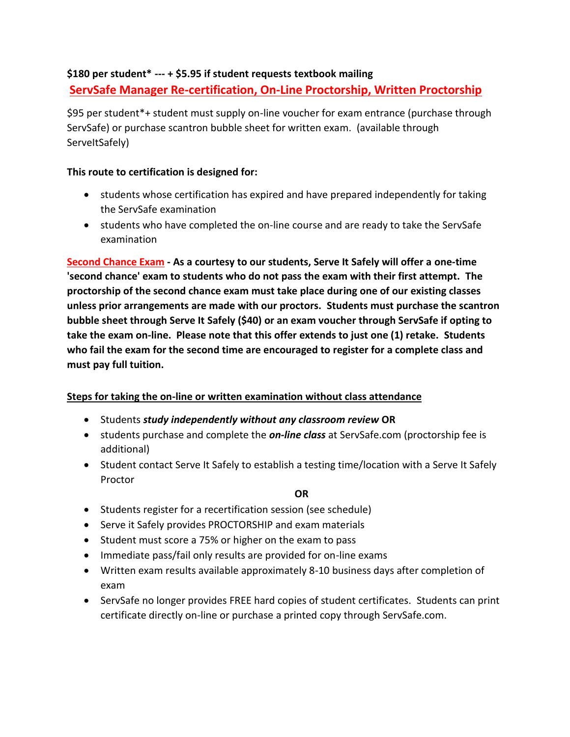**$180 per student* --- + $5.95 if student requests textbook mailing**

## ServSafe Manager Re-certification, On-Line Proctorship, Written Proctorship

$95 per student*+ student must supply on-line voucher for exam entrance (purchase through ServSafe) or purchase scantron bubble sheet for written exam. (available through ServeItSafely)

**This route to certification is designed for:**

- students whose certification has expired and have prepared independently for taking the ServSafe examination
- students who have completed the on-line course and are ready to take the ServSafe examination

**Second Chance Exam - As a courtesy to our students, Serve It Safely will offer a one-time 'second chance' exam to students who do not pass the exam with their first attempt. The proctorship of the second chance exam must take place during one of our existing classes unless prior arrangements are made with our proctors. Students must purchase the scantron bubble sheet through Serve It Safely ($40) or an exam voucher through ServSafe if opting to take the exam on-line. Please note that this offer extends to just one (1) retake. Students who fail the exam for the second time are encouraged to register for a complete class and must pay full tuition.**

**Steps for taking the on-line or written examination without class attendance**

- Students ***study independently without any classroom review*** **OR**
- students purchase and complete the ***on-line class*** at ServSafe.com (proctorship fee is additional)
- Student contact Serve It Safely to establish a testing time/location with a Serve It Safely Proctor

**OR**

- Students register for a recertification session (see schedule)
- Serve it Safely provides PROCTORSHIP and exam materials
- Student must score a 75% or higher on the exam to pass
- Immediate pass/fail only results are provided for on-line exams
- Written exam results available approximately 8-10 business days after completion of exam
- ServSafe no longer provides FREE hard copies of student certificates. Students can print certificate directly on-line or purchase a printed copy through ServSafe.com.